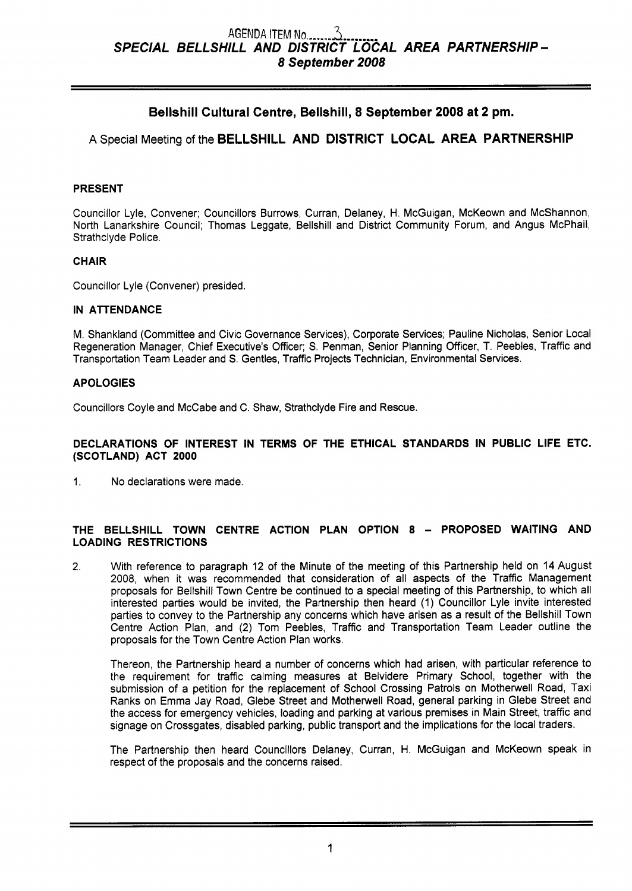AGENDA ITEM No. 3

# SPECIAL BELLSHILL AND DISTRICT LOCAL AREA PARTNERSHIP – 8 September 2008

## Bellshill Cultural Centre, Bellshill, 8 September 2008 at 2 pm.

A Special Meeting of the **BELLSHILL AND DISTRICT LOCAL AREA PARTNERSHIP**

### PRESENT

Councillor Lyle, Convener; Councillors Burrows, Curran, Delaney, H. McGuigan, McKeown and McShannon, North Lanarkshire Council; Thomas Leggate, Bellshill and District Community Forum, and Angus McPhail, Strathclyde Police.

### CHAIR

Councillor Lyle (Convener) presided.

### IN ATTENDANCE

M. Shankland (Committee and Civic Governance Services), Corporate Services; Pauline Nicholas, Senior Local Regeneration Manager, Chief Executive's Officer; S. Penman, Senior Planning Officer, T. Peebles, Traffic and Transportation Team Leader and S. Gentles, Traffic Projects Technician, Environmental Services.

### APOLOGIES

Councillors Coyle and McCabe and C. Shaw, Strathclyde Fire and Rescue.

### DECLARATIONS OF INTEREST IN TERMS OF THE ETHICAL STANDARDS IN PUBLIC LIFE ETC. (SCOTLAND) ACT 2000

1. No declarations were made.

### THE BELLSHILL TOWN CENTRE ACTION PLAN OPTION 8 – PROPOSED WAITING AND LOADING RESTRICTIONS

2. With reference to paragraph 12 of the Minute of the meeting of this Partnership held on 14 August 2008, when it was recommended that consideration of all aspects of the Traffic Management proposals for Bellshill Town Centre be continued to a special meeting of this Partnership, to which all interested parties would be invited, the Partnership then heard (1) Councillor Lyle invite interested parties to convey to the Partnership any concerns which have arisen as a result of the Bellshill Town Centre Action Plan, and (2) Tom Peebles, Traffic and Transportation Team Leader outline the proposals for the Town Centre Action Plan works.

   Thereon, the Partnership heard a number of concerns which had arisen, with particular reference to the requirement for traffic calming measures at Belvidere Primary School, together with the submission of a petition for the replacement of School Crossing Patrols on Motherwell Road, Taxi Ranks on Emma Jay Road, Glebe Street and Motherwell Road, general parking in Glebe Street and the access for emergency vehicles, loading and parking at various premises in Main Street, traffic and signage on Crossgates, disabled parking, public transport and the implications for the local traders.

   The Partnership then heard Councillors Delaney, Curran, H. McGuigan and McKeown speak in respect of the proposals and the concerns raised.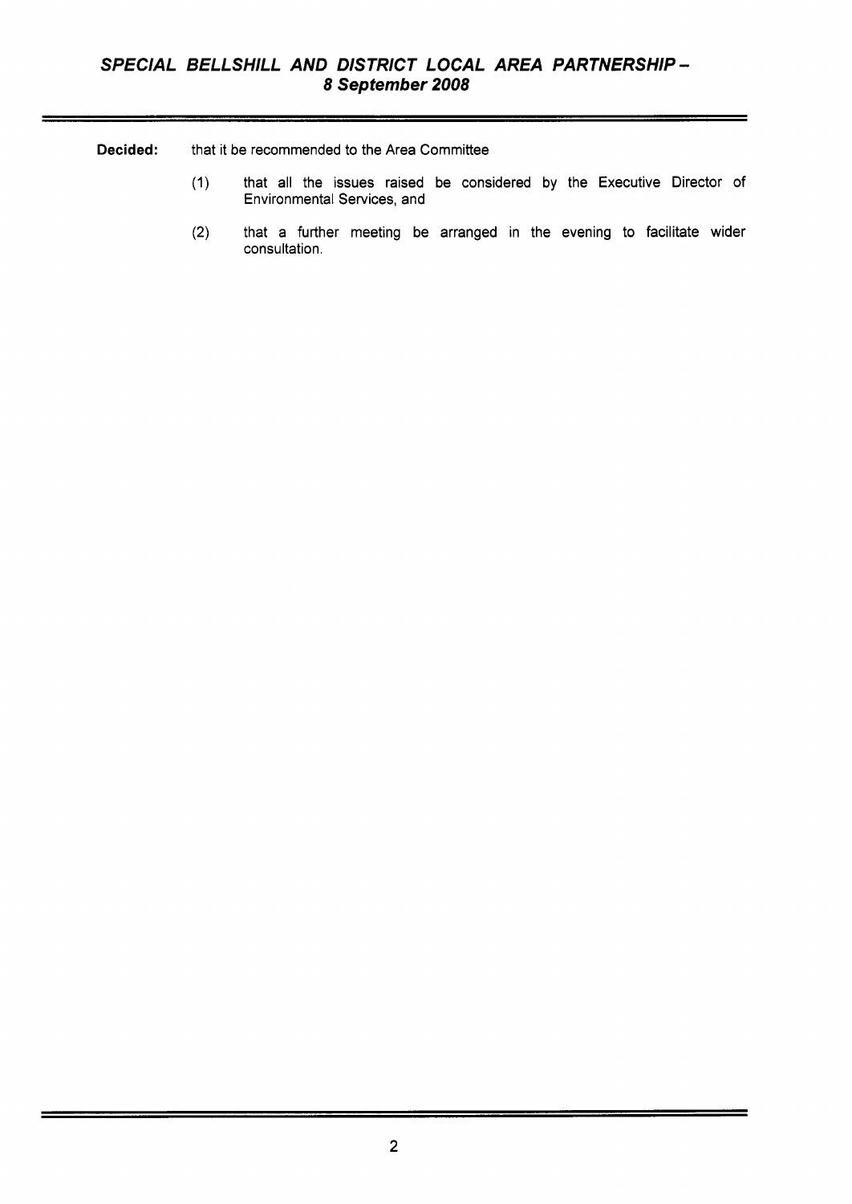**Decided:** that it be recommended to the Area Committee

(1) that all the issues raised be considered by the Executive Director of Environmental Services, and

(2) that a further meeting be arranged in the evening to facilitate wider consultation.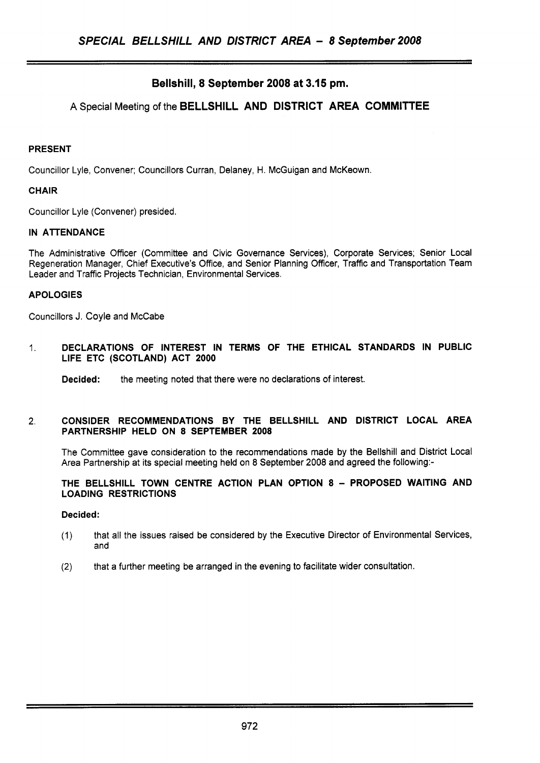## Bellshill, 8 September 2008 at 3.15 pm.

A Special Meeting of the **BELLSHILL AND DISTRICT AREA COMMITTEE**

**PRESENT**

Councillor Lyle, Convener; Councillors Curran, Delaney, H. McGuigan and McKeown.

**CHAIR**

Councillor Lyle (Convener) presided.

**IN ATTENDANCE**

The Administrative Officer (Committee and Civic Governance Services), Corporate Services; Senior Local Regeneration Manager, Chief Executive's Office, and Senior Planning Officer, Traffic and Transportation Team Leader and Traffic Projects Technician, Environmental Services.

**APOLOGIES**

Councillors J. Coyle and McCabe

1. **DECLARATIONS OF INTEREST IN TERMS OF THE ETHICAL STANDARDS IN PUBLIC LIFE ETC (SCOTLAND) ACT 2000**

   **Decided:** the meeting noted that there were no declarations of interest.

2. **CONSIDER RECOMMENDATIONS BY THE BELLSHILL AND DISTRICT LOCAL AREA PARTNERSHIP HELD ON 8 SEPTEMBER 2008**

   The Committee gave consideration to the recommendations made by the Bellshill and District Local Area Partnership at its special meeting held on 8 September 2008 and agreed the following:-

   **THE BELLSHILL TOWN CENTRE ACTION PLAN OPTION 8 – PROPOSED WAITING AND LOADING RESTRICTIONS**

   **Decided:**

   (1) that all the issues raised be considered by the Executive Director of Environmental Services, and

   (2) that a further meeting be arranged in the evening to facilitate wider consultation.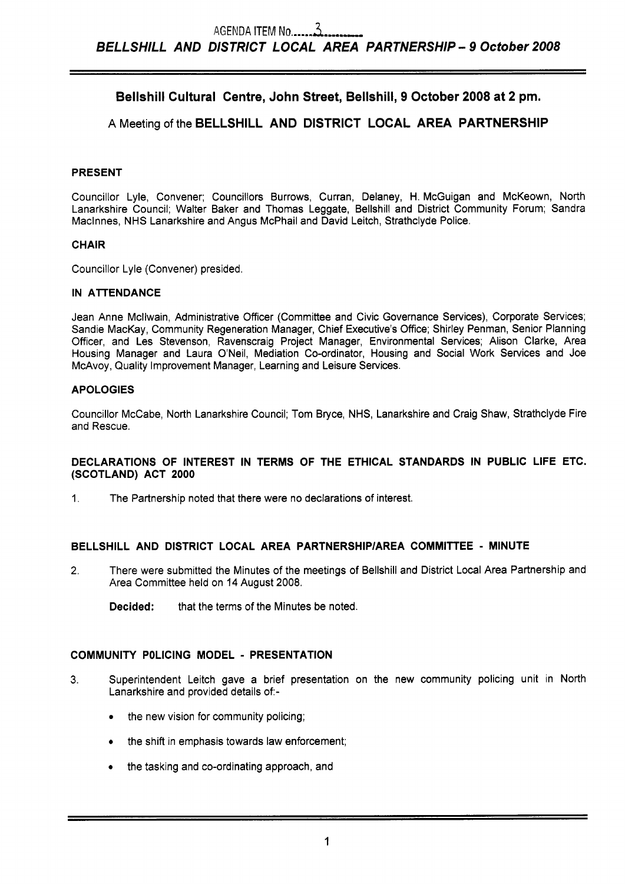AGENDA ITEM No. 3

**BELLSHILL AND DISTRICT LOCAL AREA PARTNERSHIP – 9 October 2008**

## Bellshill Cultural Centre, John Street, Bellshill, 9 October 2008 at 2 pm.

### A Meeting of the BELLSHILL AND DISTRICT LOCAL AREA PARTNERSHIP

**PRESENT**

Councillor Lyle, Convener; Councillors Burrows, Curran, Delaney, H. McGuigan and McKeown, North Lanarkshire Council; Walter Baker and Thomas Leggate, Bellshill and District Community Forum; Sandra MacInnes, NHS Lanarkshire and Angus McPhail and David Leitch, Strathclyde Police.

**CHAIR**

Councillor Lyle (Convener) presided.

**IN ATTENDANCE**

Jean Anne McIlwain, Administrative Officer (Committee and Civic Governance Services), Corporate Services; Sandie MacKay, Community Regeneration Manager, Chief Executive's Office; Shirley Penman, Senior Planning Officer, and Les Stevenson, Ravenscraig Project Manager, Environmental Services; Alison Clarke, Area Housing Manager and Laura O'Neil, Mediation Co-ordinator, Housing and Social Work Services and Joe McAvoy, Quality Improvement Manager, Learning and Leisure Services.

**APOLOGIES**

Councillor McCabe, North Lanarkshire Council; Tom Bryce, NHS, Lanarkshire and Craig Shaw, Strathclyde Fire and Rescue.

**DECLARATIONS OF INTEREST IN TERMS OF THE ETHICAL STANDARDS IN PUBLIC LIFE ETC. (SCOTLAND) ACT 2000**

1. The Partnership noted that there were no declarations of interest.

**BELLSHILL AND DISTRICT LOCAL AREA PARTNERSHIP/AREA COMMITTEE - MINUTE**

2. There were submitted the Minutes of the meetings of Bellshill and District Local Area Partnership and Area Committee held on 14 August 2008.

   **Decided:** that the terms of the Minutes be noted.

**COMMUNITY POLICING MODEL - PRESENTATION**

3. Superintendent Leitch gave a brief presentation on the new community policing unit in North Lanarkshire and provided details of:-

   - the new vision for community policing;
   - the shift in emphasis towards law enforcement;
   - the tasking and co-ordinating approach, and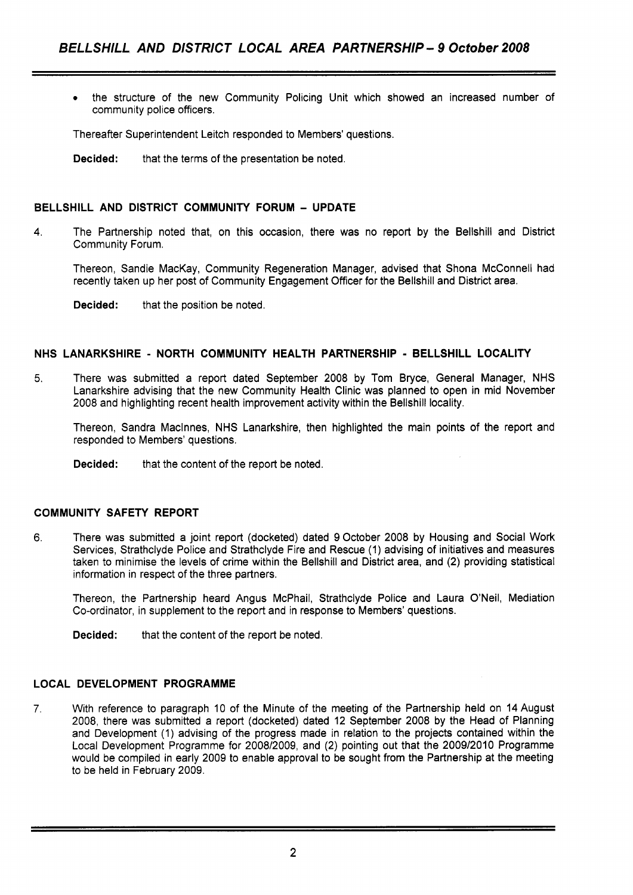- the structure of the new Community Policing Unit which showed an increased number of community police officers.

Thereafter Superintendent Leitch responded to Members' questions.

**Decided:** that the terms of the presentation be noted.

## BELLSHILL AND DISTRICT COMMUNITY FORUM – UPDATE

4. The Partnership noted that, on this occasion, there was no report by the Bellshill and District Community Forum.

   Thereon, Sandie MacKay, Community Regeneration Manager, advised that Shona McConnell had recently taken up her post of Community Engagement Officer for the Bellshill and District area.

   **Decided:** that the position be noted.

## NHS LANARKSHIRE - NORTH COMMUNITY HEALTH PARTNERSHIP - BELLSHILL LOCALITY

5. There was submitted a report dated September 2008 by Tom Bryce, General Manager, NHS Lanarkshire advising that the new Community Health Clinic was planned to open in mid November 2008 and highlighting recent health improvement activity within the Bellshill locality.

   Thereon, Sandra MacInnes, NHS Lanarkshire, then highlighted the main points of the report and responded to Members' questions.

   **Decided:** that the content of the report be noted.

## COMMUNITY SAFETY REPORT

6. There was submitted a joint report (docketed) dated 9 October 2008 by Housing and Social Work Services, Strathclyde Police and Strathclyde Fire and Rescue (1) advising of initiatives and measures taken to minimise the levels of crime within the Bellshill and District area, and (2) providing statistical information in respect of the three partners.

   Thereon, the Partnership heard Angus McPhail, Strathclyde Police and Laura O'Neil, Mediation Co-ordinator, in supplement to the report and in response to Members' questions.

   **Decided:** that the content of the report be noted.

## LOCAL DEVELOPMENT PROGRAMME

7. With reference to paragraph 10 of the Minute of the meeting of the Partnership held on 14 August 2008, there was submitted a report (docketed) dated 12 September 2008 by the Head of Planning and Development (1) advising of the progress made in relation to the projects contained within the Local Development Programme for 2008/2009, and (2) pointing out that the 2009/2010 Programme would be compiled in early 2009 to enable approval to be sought from the Partnership at the meeting to be held in February 2009.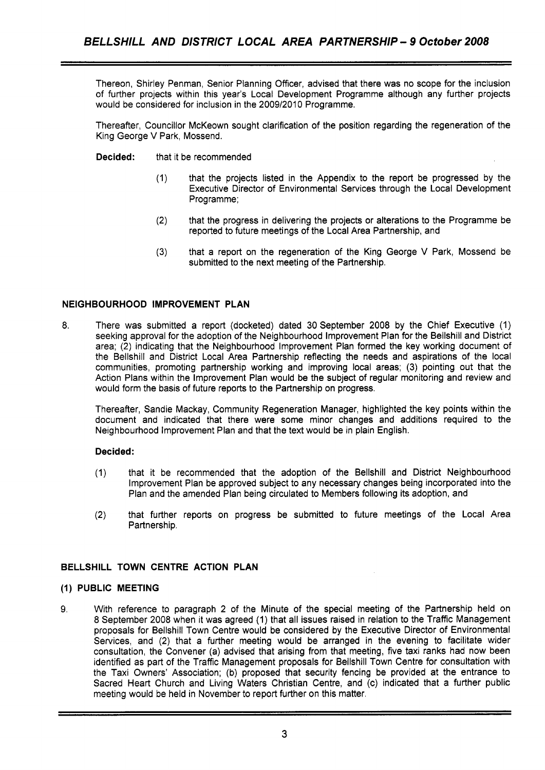Thereon, Shirley Penman, Senior Planning Officer, advised that there was no scope for the inclusion of further projects within this year's Local Development Programme although any further projects would be considered for inclusion in the 2009/2010 Programme.

Thereafter, Councillor McKeown sought clarification of the position regarding the regeneration of the King George V Park, Mossend.

**Decided:** that it be recommended

(1) that the projects listed in the Appendix to the report be progressed by the Executive Director of Environmental Services through the Local Development Programme;

(2) that the progress in delivering the projects or alterations to the Programme be reported to future meetings of the Local Area Partnership, and

(3) that a report on the regeneration of the King George V Park, Mossend be submitted to the next meeting of the Partnership.

## NEIGHBOURHOOD IMPROVEMENT PLAN

8. There was submitted a report (docketed) dated 30 September 2008 by the Chief Executive (1) seeking approval for the adoption of the Neighbourhood Improvement Plan for the Bellshill and District area; (2) indicating that the Neighbourhood Improvement Plan formed the key working document of the Bellshill and District Local Area Partnership reflecting the needs and aspirations of the local communities, promoting partnership working and improving local areas; (3) pointing out that the Action Plans within the Improvement Plan would be the subject of regular monitoring and review and would form the basis of future reports to the Partnership on progress.

Thereafter, Sandie Mackay, Community Regeneration Manager, highlighted the key points within the document and indicated that there were some minor changes and additions required to the Neighbourhood Improvement Plan and that the text would be in plain English.

**Decided:**

(1) that it be recommended that the adoption of the Bellshill and District Neighbourhood Improvement Plan be approved subject to any necessary changes being incorporated into the Plan and the amended Plan being circulated to Members following its adoption, and

(2) that further reports on progress be submitted to future meetings of the Local Area Partnership.

## BELLSHILL TOWN CENTRE ACTION PLAN

### (1) PUBLIC MEETING

9. With reference to paragraph 2 of the Minute of the special meeting of the Partnership held on 8 September 2008 when it was agreed (1) that all issues raised in relation to the Traffic Management proposals for Bellshill Town Centre would be considered by the Executive Director of Environmental Services, and (2) that a further meeting would be arranged in the evening to facilitate wider consultation, the Convener (a) advised that arising from that meeting, five taxi ranks had now been identified as part of the Traffic Management proposals for Bellshill Town Centre for consultation with the Taxi Owners' Association; (b) proposed that security fencing be provided at the entrance to Sacred Heart Church and Living Waters Christian Centre, and (c) indicated that a further public meeting would be held in November to report further on this matter.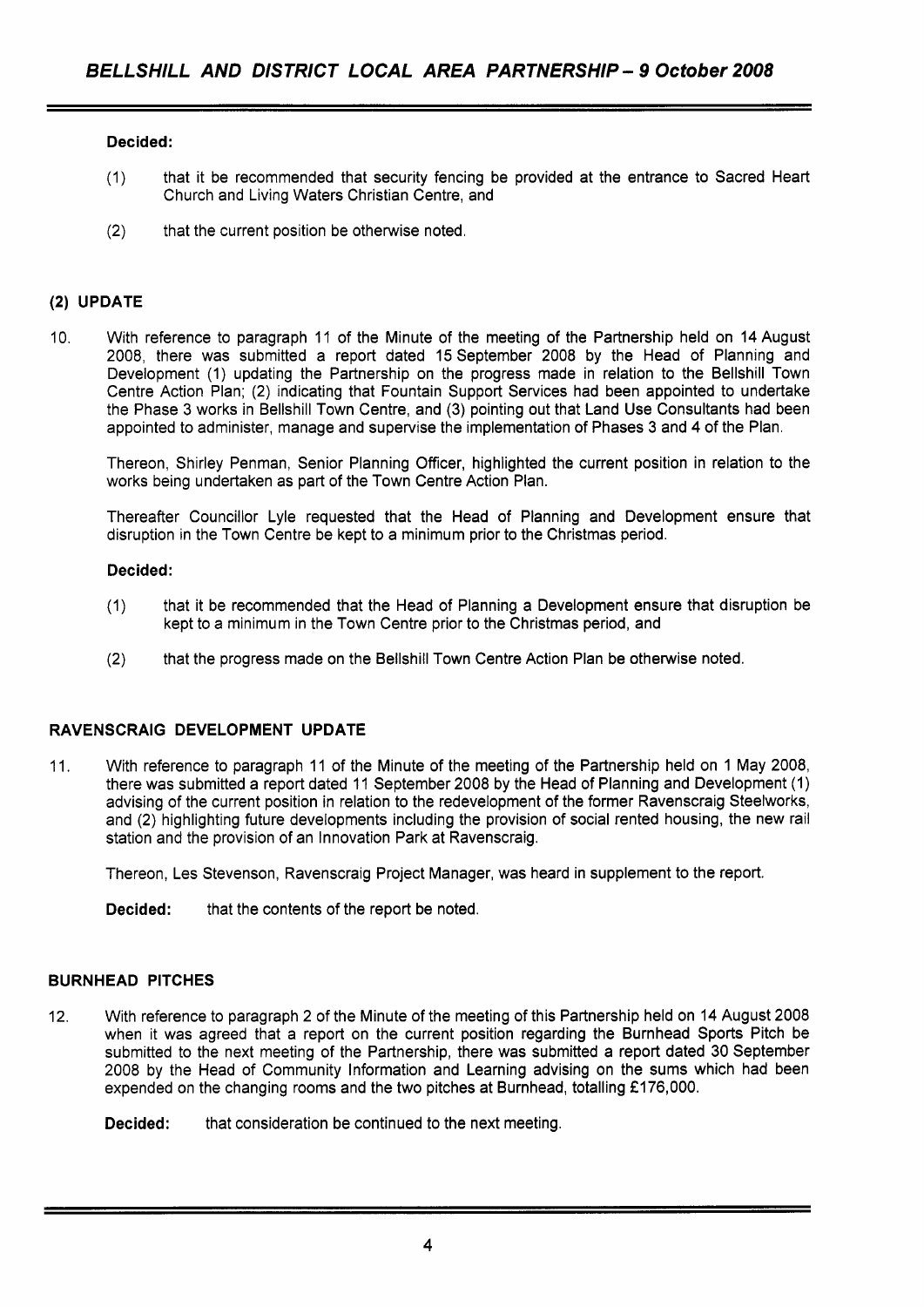**Decided:**

(1) that it be recommended that security fencing be provided at the entrance to Sacred Heart Church and Living Waters Christian Centre, and

(2) that the current position be otherwise noted.

## (2) UPDATE

10. With reference to paragraph 11 of the Minute of the meeting of the Partnership held on 14 August 2008, there was submitted a report dated 15 September 2008 by the Head of Planning and Development (1) updating the Partnership on the progress made in relation to the Bellshill Town Centre Action Plan; (2) indicating that Fountain Support Services had been appointed to undertake the Phase 3 works in Bellshill Town Centre, and (3) pointing out that Land Use Consultants had been appointed to administer, manage and supervise the implementation of Phases 3 and 4 of the Plan.

Thereon, Shirley Penman, Senior Planning Officer, highlighted the current position in relation to the works being undertaken as part of the Town Centre Action Plan.

Thereafter Councillor Lyle requested that the Head of Planning and Development ensure that disruption in the Town Centre be kept to a minimum prior to the Christmas period.

**Decided:**

(1) that it be recommended that the Head of Planning a Development ensure that disruption be kept to a minimum in the Town Centre prior to the Christmas period, and

(2) that the progress made on the Bellshill Town Centre Action Plan be otherwise noted.

## RAVENSCRAIG DEVELOPMENT UPDATE

11. With reference to paragraph 11 of the Minute of the meeting of the Partnership held on 1 May 2008, there was submitted a report dated 11 September 2008 by the Head of Planning and Development (1) advising of the current position in relation to the redevelopment of the former Ravenscraig Steelworks, and (2) highlighting future developments including the provision of social rented housing, the new rail station and the provision of an Innovation Park at Ravenscraig.

Thereon, Les Stevenson, Ravenscraig Project Manager, was heard in supplement to the report.

**Decided:** that the contents of the report be noted.

## BURNHEAD PITCHES

12. With reference to paragraph 2 of the Minute of the meeting of this Partnership held on 14 August 2008 when it was agreed that a report on the current position regarding the Burnhead Sports Pitch be submitted to the next meeting of the Partnership, there was submitted a report dated 30 September 2008 by the Head of Community Information and Learning advising on the sums which had been expended on the changing rooms and the two pitches at Burnhead, totalling £176,000.

**Decided:** that consideration be continued to the next meeting.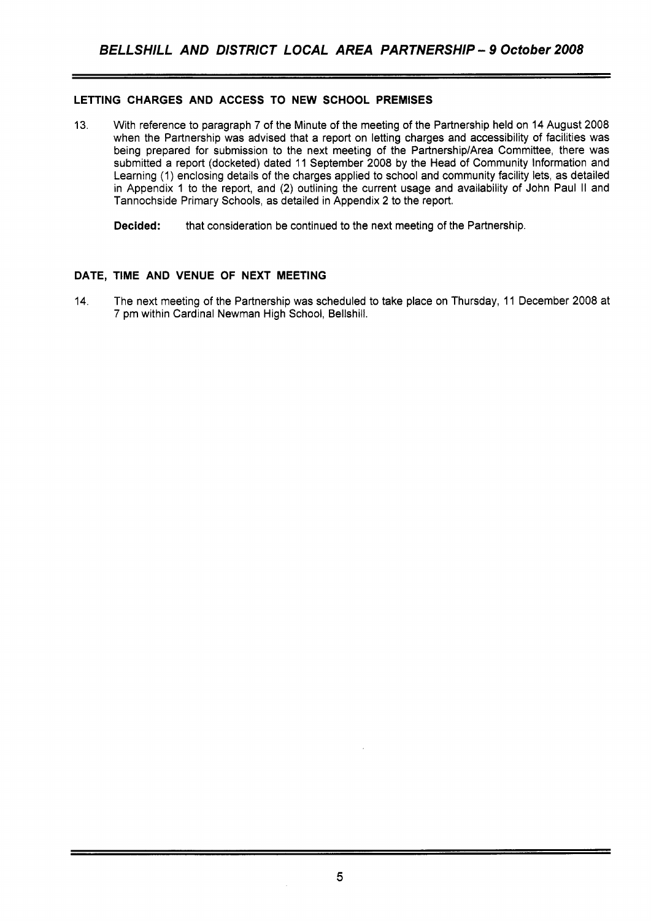## LETTING CHARGES AND ACCESS TO NEW SCHOOL PREMISES

13. With reference to paragraph 7 of the Minute of the meeting of the Partnership held on 14 August 2008 when the Partnership was advised that a report on letting charges and accessibility of facilities was being prepared for submission to the next meeting of the Partnership/Area Committee, there was submitted a report (docketed) dated 11 September 2008 by the Head of Community Information and Learning (1) enclosing details of the charges applied to school and community facility lets, as detailed in Appendix 1 to the report, and (2) outlining the current usage and availability of John Paul II and Tannochside Primary Schools, as detailed in Appendix 2 to the report.

    **Decided:** that consideration be continued to the next meeting of the Partnership.

## DATE, TIME AND VENUE OF NEXT MEETING

14. The next meeting of the Partnership was scheduled to take place on Thursday, 11 December 2008 at 7 pm within Cardinal Newman High School, Bellshill.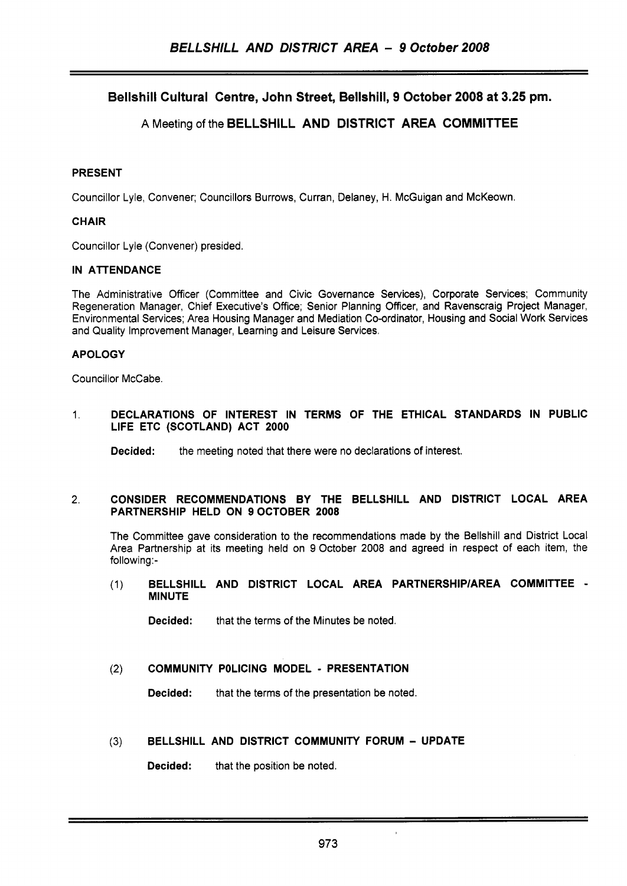## Bellshill Cultural Centre, John Street, Bellshill, 9 October 2008 at 3.25 pm.

A Meeting of the **BELLSHILL AND DISTRICT AREA COMMITTEE**

**PRESENT**

Councillor Lyle, Convener; Councillors Burrows, Curran, Delaney, H. McGuigan and McKeown.

**CHAIR**

Councillor Lyle (Convener) presided.

**IN ATTENDANCE**

The Administrative Officer (Committee and Civic Governance Services), Corporate Services; Community Regeneration Manager, Chief Executive's Office; Senior Planning Officer, and Ravenscraig Project Manager, Environmental Services; Area Housing Manager and Mediation Co-ordinator, Housing and Social Work Services and Quality Improvement Manager, Learning and Leisure Services.

**APOLOGY**

Councillor McCabe.

1. **DECLARATIONS OF INTEREST IN TERMS OF THE ETHICAL STANDARDS IN PUBLIC LIFE ETC (SCOTLAND) ACT 2000**

   **Decided:** the meeting noted that there were no declarations of interest.

2. **CONSIDER RECOMMENDATIONS BY THE BELLSHILL AND DISTRICT LOCAL AREA PARTNERSHIP HELD ON 9 OCTOBER 2008**

   The Committee gave consideration to the recommendations made by the Bellshill and District Local Area Partnership at its meeting held on 9 October 2008 and agreed in respect of each item, the following:-

   (1) **BELLSHILL AND DISTRICT LOCAL AREA PARTNERSHIP/AREA COMMITTEE - MINUTE**

   **Decided:** that the terms of the Minutes be noted.

   (2) **COMMUNITY POLICING MODEL - PRESENTATION**

   **Decided:** that the terms of the presentation be noted.

   (3) **BELLSHILL AND DISTRICT COMMUNITY FORUM – UPDATE**

   **Decided:** that the position be noted.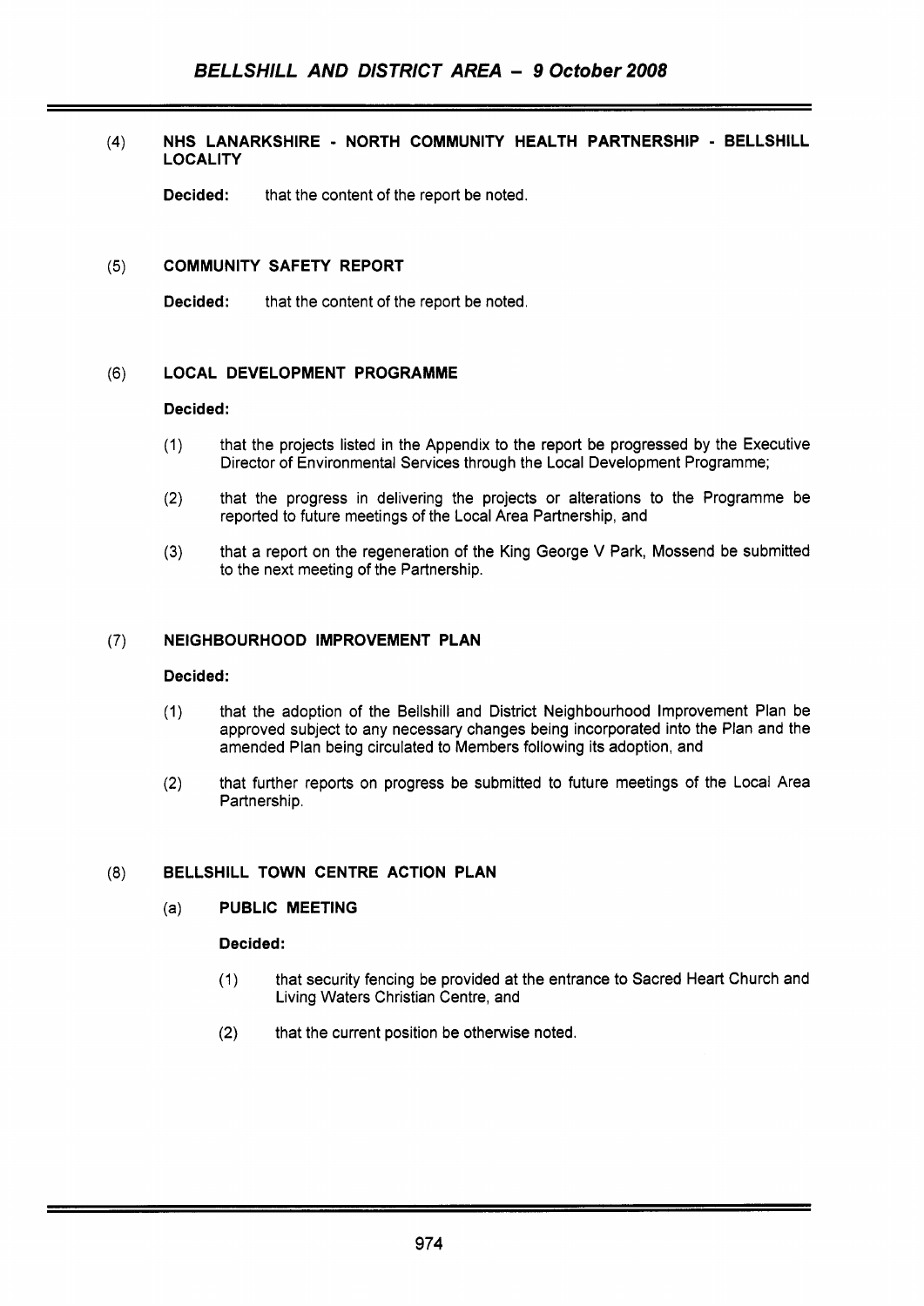(4) **NHS LANARKSHIRE - NORTH COMMUNITY HEALTH PARTNERSHIP - BELLSHILL LOCALITY**

**Decided:** that the content of the report be noted.

(5) **COMMUNITY SAFETY REPORT**

**Decided:** that the content of the report be noted.

(6) **LOCAL DEVELOPMENT PROGRAMME**

**Decided:**

(1) that the projects listed in the Appendix to the report be progressed by the Executive Director of Environmental Services through the Local Development Programme;

(2) that the progress in delivering the projects or alterations to the Programme be reported to future meetings of the Local Area Partnership, and

(3) that a report on the regeneration of the King George V Park, Mossend be submitted to the next meeting of the Partnership.

(7) **NEIGHBOURHOOD IMPROVEMENT PLAN**

**Decided:**

(1) that the adoption of the Bellshill and District Neighbourhood Improvement Plan be approved subject to any necessary changes being incorporated into the Plan and the amended Plan being circulated to Members following its adoption, and

(2) that further reports on progress be submitted to future meetings of the Local Area Partnership.

(8) **BELLSHILL TOWN CENTRE ACTION PLAN**

(a) **PUBLIC MEETING**

**Decided:**

(1) that security fencing be provided at the entrance to Sacred Heart Church and Living Waters Christian Centre, and

(2) that the current position be otherwise noted.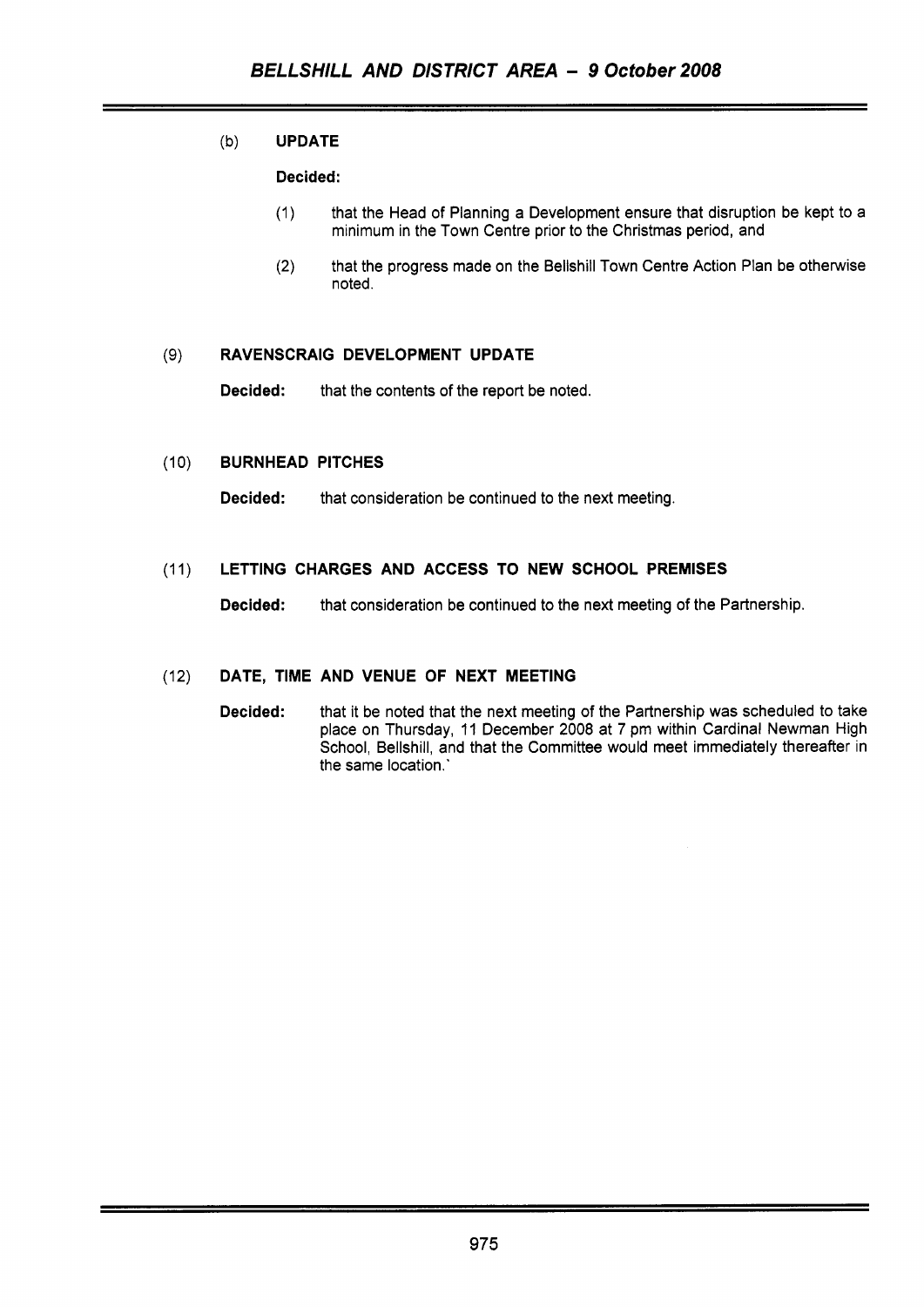(b) **UPDATE**

**Decided:**

(1) that the Head of Planning a Development ensure that disruption be kept to a minimum in the Town Centre prior to the Christmas period, and

(2) that the progress made on the Bellshill Town Centre Action Plan be otherwise noted.

(9) **RAVENSCRAIG DEVELOPMENT UPDATE**

**Decided:** that the contents of the report be noted.

(10) **BURNHEAD PITCHES**

**Decided:** that consideration be continued to the next meeting.

(11) **LETTING CHARGES AND ACCESS TO NEW SCHOOL PREMISES**

**Decided:** that consideration be continued to the next meeting of the Partnership.

(12) **DATE, TIME AND VENUE OF NEXT MEETING**

**Decided:** that it be noted that the next meeting of the Partnership was scheduled to take place on Thursday, 11 December 2008 at 7 pm within Cardinal Newman High School, Bellshill, and that the Committee would meet immediately thereafter in the same location.`